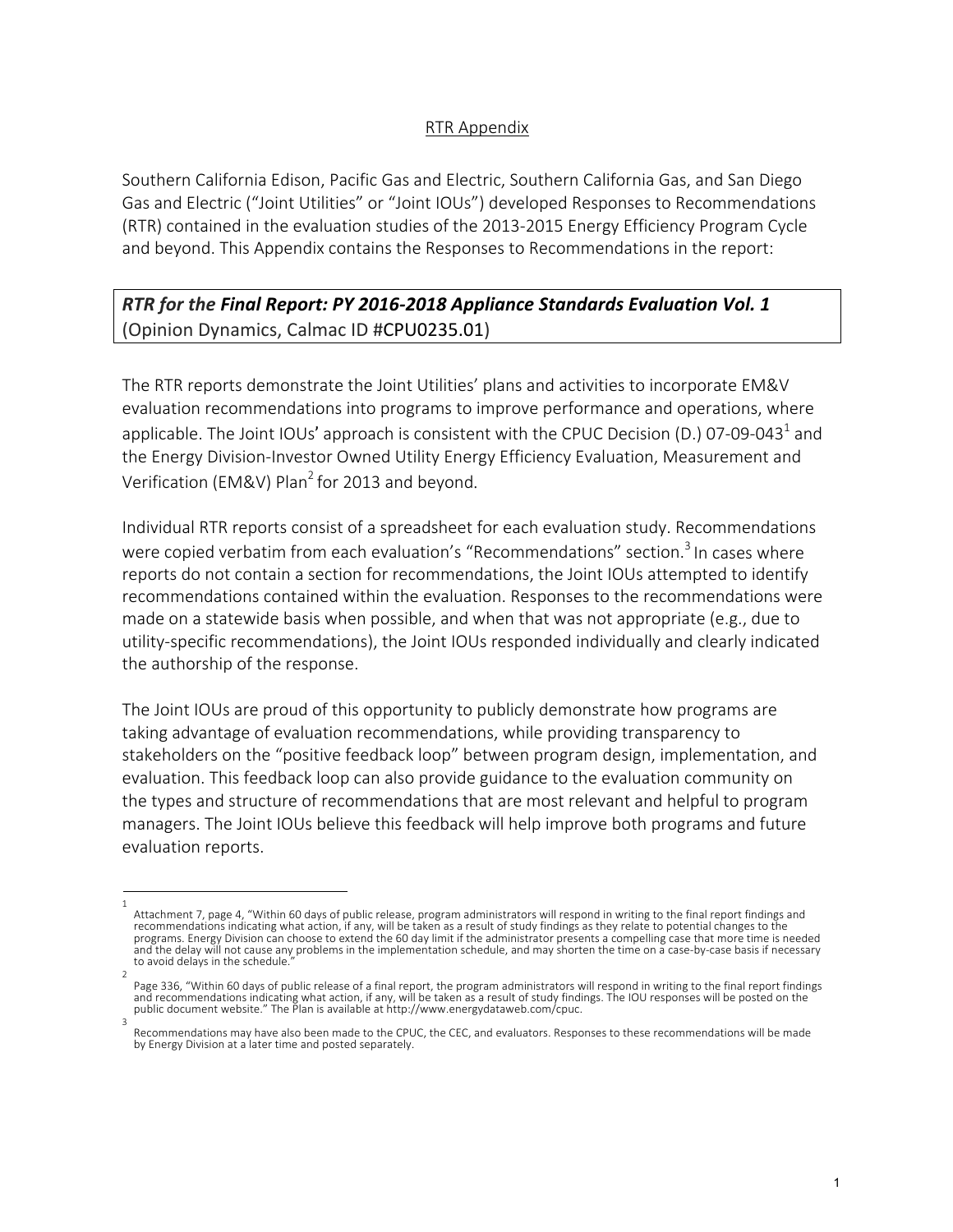## RTR Appendix

Southern California Edison, Pacific Gas and Electric, Southern California Gas, and San Diego Gas and Electric ("Joint Utilities" or "Joint IOUs") developed Responses to Recommendations (RTR) contained in the evaluation studies of the 2013-2015 Energy Efficiency Program Cycle and beyond. This Appendix contains the Responses to Recommendations in the report:

***RTR for the* Final Report: PY 2016-2018 Appliance Standards Evaluation Vol. 1** (Opinion Dynamics, Calmac ID #CPU0235.01)

The RTR reports demonstrate the Joint Utilities' plans and activities to incorporate EM&V evaluation recommendations into programs to improve performance and operations, where applicable. The Joint IOUs' approach is consistent with the CPUC Decision (D.) 07-09-043[1] and the Energy Division-Investor Owned Utility Energy Efficiency Evaluation, Measurement and Verification (EM&V) Plan[2] for 2013 and beyond.

Individual RTR reports consist of a spreadsheet for each evaluation study. Recommendations were copied verbatim from each evaluation's "Recommendations" section.[3] In cases where reports do not contain a section for recommendations, the Joint IOUs attempted to identify recommendations contained within the evaluation. Responses to the recommendations were made on a statewide basis when possible, and when that was not appropriate (e.g., due to utility-specific recommendations), the Joint IOUs responded individually and clearly indicated the authorship of the response.

The Joint IOUs are proud of this opportunity to publicly demonstrate how programs are taking advantage of evaluation recommendations, while providing transparency to stakeholders on the "positive feedback loop" between program design, implementation, and evaluation. This feedback loop can also provide guidance to the evaluation community on the types and structure of recommendations that are most relevant and helpful to program managers. The Joint IOUs believe this feedback will help improve both programs and future evaluation reports.

---

[1] Attachment 7, page 4, "Within 60 days of public release, program administrators will respond in writing to the final report findings and recommendations indicating what action, if any, will be taken as a result of study findings as they relate to potential changes to the programs. Energy Division can choose to extend the 60 day limit if the administrator presents a compelling case that more time is needed and the delay will not cause any problems in the implementation schedule, and may shorten the time on a case-by-case basis if necessary to avoid delays in the schedule."

[2] Page 336, "Within 60 days of public release of a final report, the program administrators will respond in writing to the final report findings and recommendations indicating what action, if any, will be taken as a result of study findings. The IOU responses will be posted on the public document website." The Plan is available at http://www.energydataweb.com/cpuc.

[3] Recommendations may have also been made to the CPUC, the CEC, and evaluators. Responses to these recommendations will be made by Energy Division at a later time and posted separately.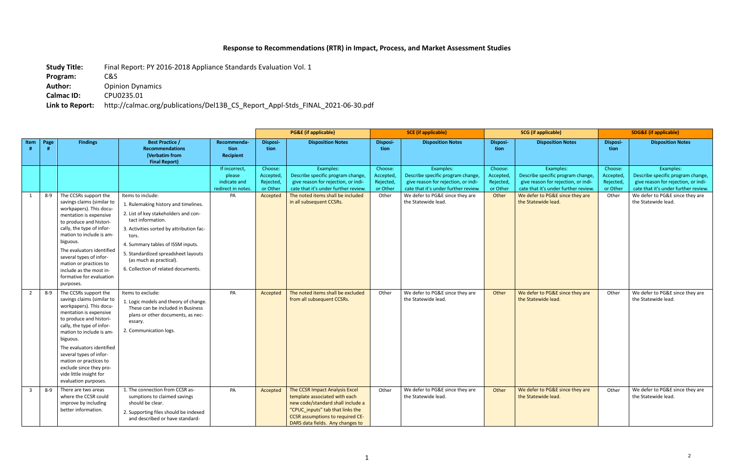# Response to Recommendations (RTR) in Impact, Process, and Market Assessment Studies

**Study Title:** Final Report: PY 2016-2018 Appliance Standards Evaluation Vol. 1

**Program:** C&S

**Author:** Opinion Dynamics

**Calmac ID:** CPU0235.01

**Link to Report:** http://calmac.org/publications/Del13B_CS_Report_Appl-Stds_FINAL_2021-06-30.pdf

| | | | | | PG&E (if applicable) | | SCE (if applicable) | | SCG (if applicable) | | SDG&E (if applicable) | |
|---|---|---|---|---|---|---|---|---|---|---|---|---|
| Item # | Page # | Findings | Best Practice / Recommendations (Verbatim from Final Report) | Recommendation Recipient | Disposition | Disposition Notes | Disposition | Disposition Notes | Disposition | Disposition Notes | Disposition | Disposition Notes |
| | | | | If incorrect, please indicate and redirect in notes. | Choose: Accepted, Rejected, or Other | Examples: Describe specific program change, give reason for rejection, or indicate that it's under further review. | Choose: Accepted, Rejected, or Other | Examples: Describe specific program change, give reason for rejection, or indicate that it's under further review. | Choose: Accepted, Rejected, or Other | Examples: Describe specific program change, give reason for rejection, or indicate that it's under further review. | Choose: Accepted, Rejected, or Other | Examples: Describe specific program change, give reason for rejection, or indicate that it's under further review. |
| 1 | 8-9 | The CCSRs support the savings claims (similar to workpapers). This documentation is expensive to produce and historically, the type of information to include is ambiguous. The evaluators identified several types of information or practices to include as the most informative for evaluation purposes. | Items to include: 1. Rulemaking history and timelines. 2. List of key stakeholders and contact information. 3. Activities sorted by attribution factors. 4. Summary tables of ISSM inputs. 5. Standardized spreadsheet layouts (as much as practical). 6. Collection of related documents. | PA | Accepted | The noted items shall be included in all subsequent CCSRs. | Other | We defer to PG&E since they are the Statewide lead. | Other | We defer to PG&E since they are the Statewide lead. | Other | We defer to PG&E since they are the Statewide lead. |
| 2 | 8-9 | The CCSRs support the savings claims (similar to workpapers). This documentation is expensive to produce and historically, the type of information to include is ambiguous. The evaluators identified several types of information or practices to exclude since they provide little insight for evaluation purposes. | Items to exclude: 1. Logic models and theory of change. These can be included in Business plans or other documents, as necessary. 2. Communication logs. | PA | Accepted | The noted items shall be excluded from all subsequent CCSRs. | Other | We defer to PG&E since they are the Statewide lead. | Other | We defer to PG&E since they are the Statewide lead. | Other | We defer to PG&E since they are the Statewide lead. |
| 3 | 8-9 | There are two areas where the CCSR could improve by including better information. | 1. The connection from CCSR assumptions to claimed savings should be clear. 2. Supporting files should be indexed and described or have standard- | PA | Accepted | The CCSR Impact Analysis Excel template associated with each new code/standard shall include a "CPUC_inputs" tab that links the CCSR assumptions to required CEDARS data fields. Any changes to | Other | We defer to PG&E since they are the Statewide lead. | Other | We defer to PG&E since they are the Statewide lead. | Other | We defer to PG&E since they are the Statewide lead. |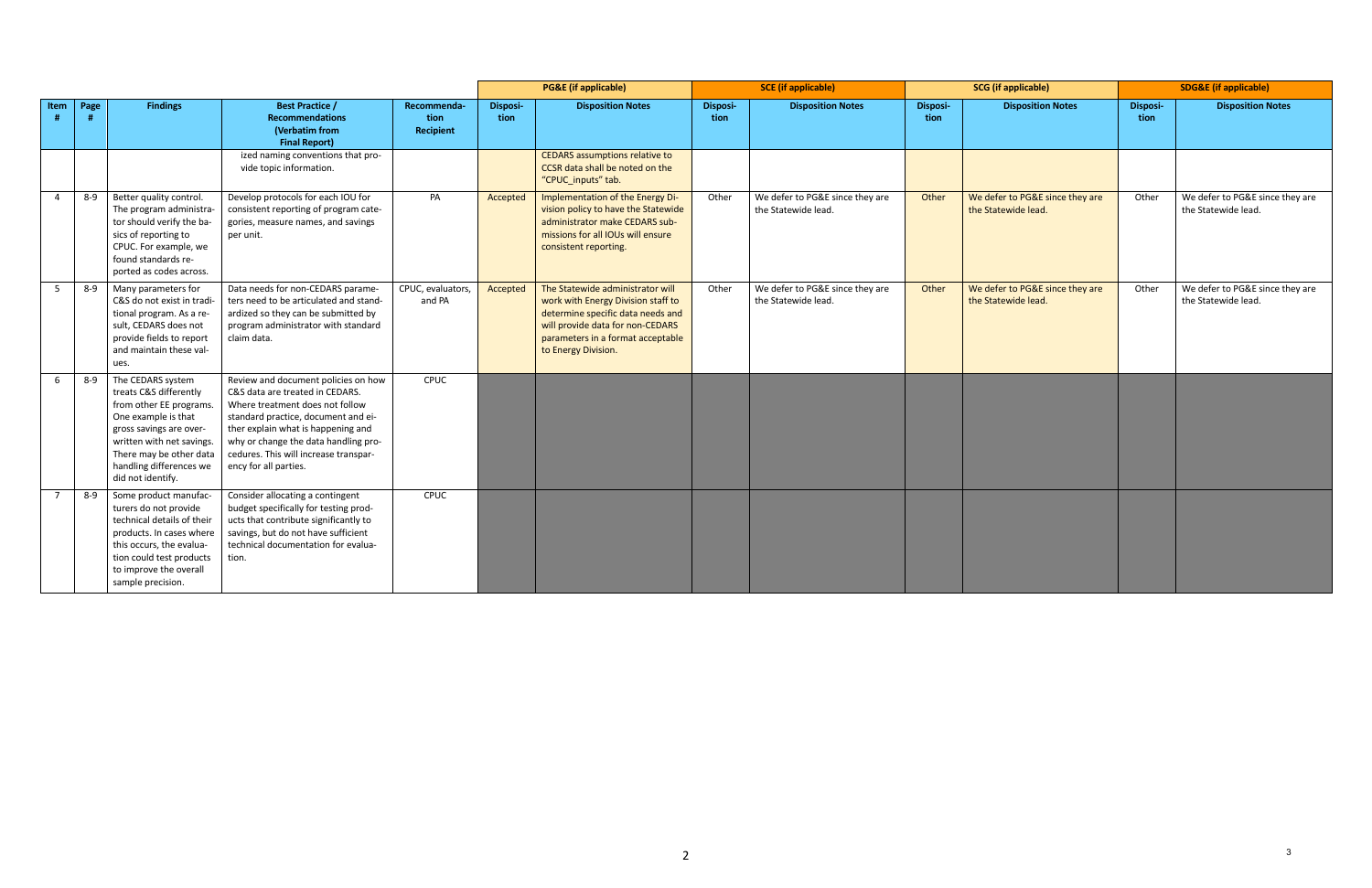| | | | | | PG&E (if applicable) | | SCE (if applicable) | | SCG (if applicable) | | SDG&E (if applicable) | |
|---|---|---|---|---|---|---|---|---|---|---|---|---|
| Item # | Page # | Findings | Best Practice / Recommendations (Verbatim from Final Report) | Recommendation Recipient | Disposition | Disposition Notes | Disposition | Disposition Notes | Disposition | Disposition Notes | Disposition | Disposition Notes |
| | | | ized naming conventions that provide topic information. | | | CEDARS assumptions relative to CCSR data shall be noted on the "CPUC_inputs" tab. | | | | | | |
| 4 | 8-9 | Better quality control. The program administrator should verify the basics of reporting to CPUC. For example, we found standards reported as codes across. | Develop protocols for each IOU for consistent reporting of program categories, measure names, and savings per unit. | PA | Accepted | Implementation of the Energy Division policy to have the Statewide administrator make CEDARS submissions for all IOUs will ensure consistent reporting. | Other | We defer to PG&E since they are the Statewide lead. | Other | We defer to PG&E since they are the Statewide lead. | Other | We defer to PG&E since they are the Statewide lead. |
| 5 | 8-9 | Many parameters for C&S do not exist in traditional program. As a result, CEDARS does not provide fields to report and maintain these values. | Data needs for non-CEDARS parameters need to be articulated and standardized so they can be submitted by program administrator with standard claim data. | CPUC, evaluators, and PA | Accepted | The Statewide administrator will work with Energy Division staff to determine specific data needs and will provide data for non-CEDARS parameters in a format acceptable to Energy Division. | Other | We defer to PG&E since they are the Statewide lead. | Other | We defer to PG&E since they are the Statewide lead. | Other | We defer to PG&E since they are the Statewide lead. |
| 6 | 8-9 | The CEDARS system treats C&S differently from other EE programs. One example is that gross savings are overwritten with net savings. There may be other data handling differences we did not identify. | Review and document policies on how C&S data are treated in CEDARS. Where treatment does not follow standard practice, document and either explain what is happening and why or change the data handling procedures. This will increase transparency for all parties. | CPUC | | | | | | | | |
| 7 | 8-9 | Some product manufacturers do not provide technical details of their products. In cases where this occurs, the evaluation could test products to improve the overall sample precision. | Consider allocating a contingent budget specifically for testing products that contribute significantly to savings, but do not have sufficient technical documentation for evaluation. | CPUC | | | | | | | | |